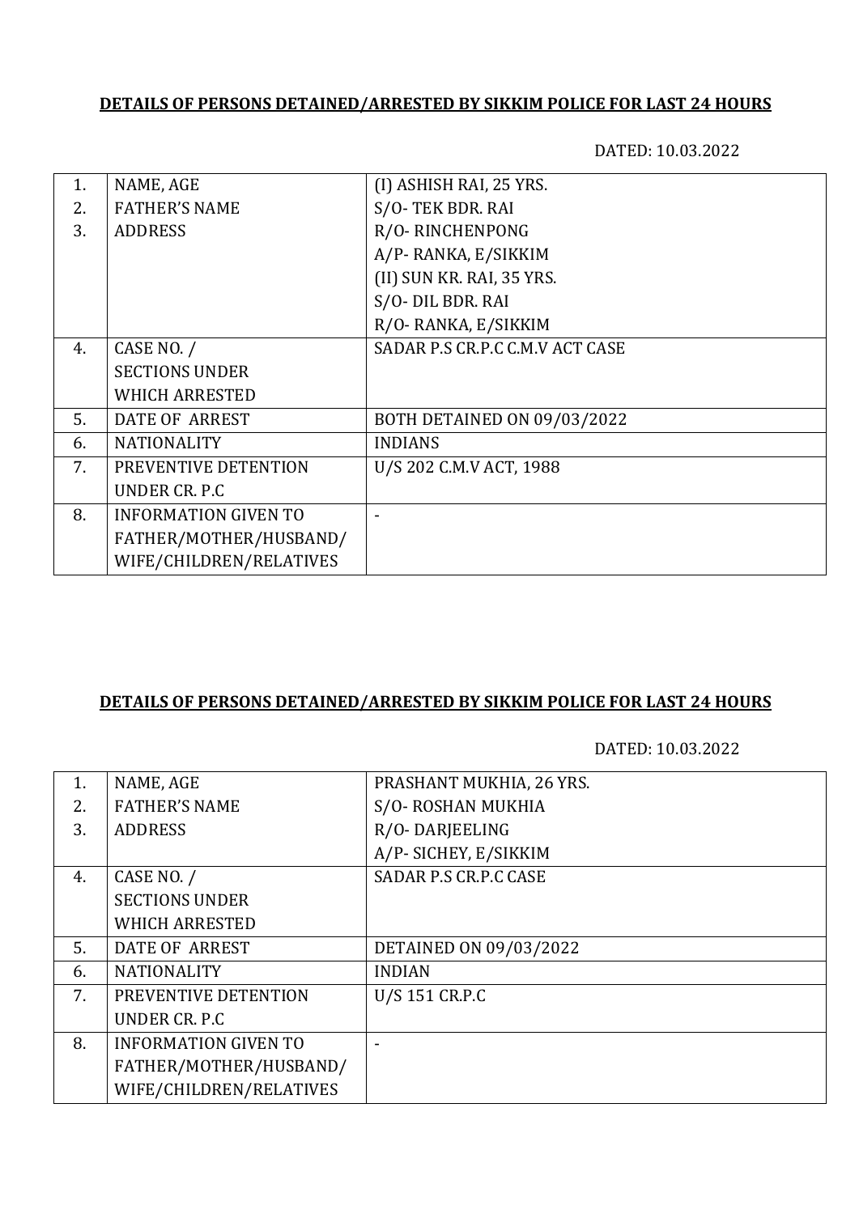**DETAILS OF PERSONS DETAINED/ARRESTED BY SIKKIM POLICE FOR LAST 24 HOURS**

DATED: 10.03.2022

| | | |
|---|---|---|
| 1.<br>2.<br>3. | NAME, AGE<br>FATHER'S NAME<br>ADDRESS | (I) ASHISH RAI, 25 YRS.<br>S/O- TEK BDR. RAI<br>R/O- RINCHENPONG<br>A/P- RANKA, E/SIKKIM<br>(II) SUN KR. RAI, 35 YRS.<br>S/O- DIL BDR. RAI<br>R/O- RANKA, E/SIKKIM |
| 4. | CASE NO. /<br>SECTIONS UNDER<br>WHICH ARRESTED | SADAR P.S CR.P.C C.M.V ACT CASE |
| 5. | DATE OF ARREST | BOTH DETAINED ON 09/03/2022 |
| 6. | NATIONALITY | INDIANS |
| 7. | PREVENTIVE DETENTION<br>UNDER CR. P.C | U/S 202 C.M.V ACT, 1988 |
| 8. | INFORMATION GIVEN TO<br>FATHER/MOTHER/HUSBAND/<br>WIFE/CHILDREN/RELATIVES | - |

**DETAILS OF PERSONS DETAINED/ARRESTED BY SIKKIM POLICE FOR LAST 24 HOURS**

DATED: 10.03.2022

| | | |
|---|---|---|
| 1.<br>2.<br>3. | NAME, AGE<br>FATHER'S NAME<br>ADDRESS | PRASHANT MUKHIA, 26 YRS.<br>S/O- ROSHAN MUKHIA<br>R/O- DARJEELING<br>A/P- SICHEY, E/SIKKIM |
| 4. | CASE NO. /<br>SECTIONS UNDER<br>WHICH ARRESTED | SADAR P.S CR.P.C CASE |
| 5. | DATE OF ARREST | DETAINED ON 09/03/2022 |
| 6. | NATIONALITY | INDIAN |
| 7. | PREVENTIVE DETENTION<br>UNDER CR. P.C | U/S 151 CR.P.C |
| 8. | INFORMATION GIVEN TO<br>FATHER/MOTHER/HUSBAND/<br>WIFE/CHILDREN/RELATIVES | - |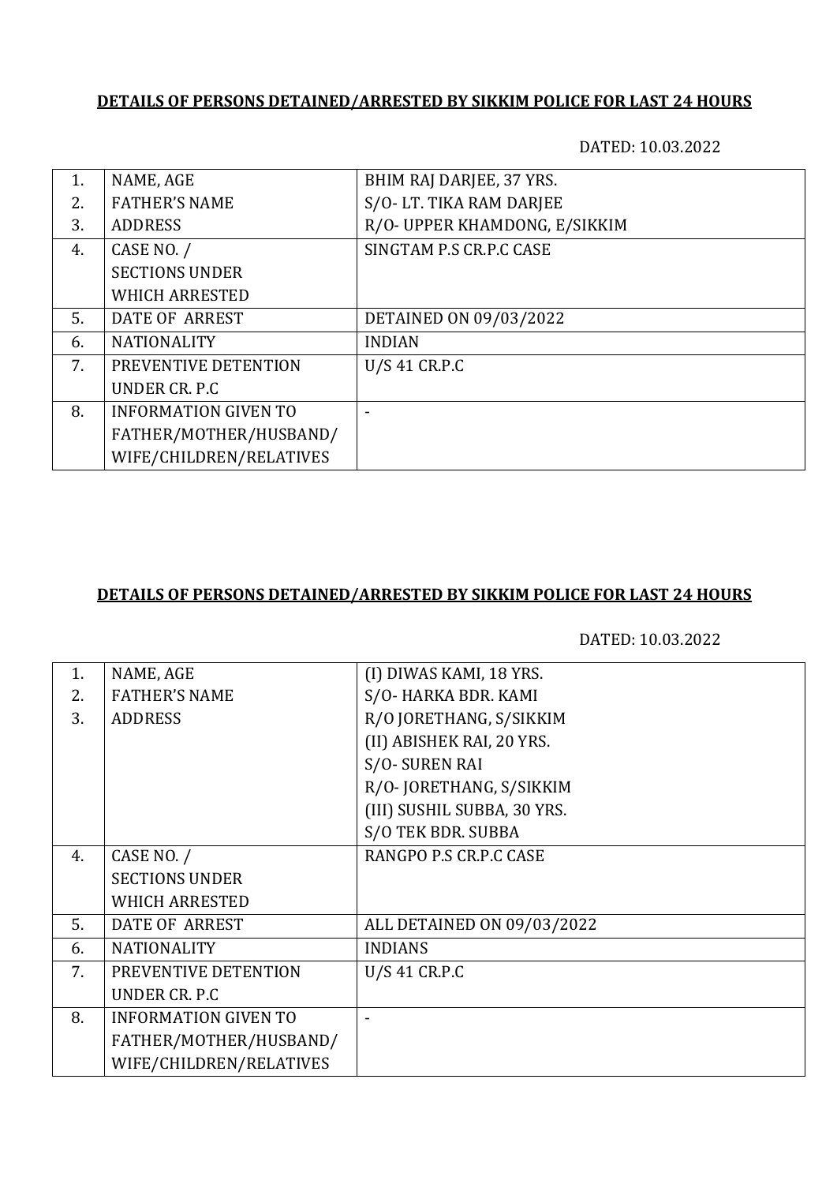**DETAILS OF PERSONS DETAINED/ARRESTED BY SIKKIM POLICE FOR LAST 24 HOURS**

DATED: 10.03.2022

| | | |
|---|---|---|
| 1. | NAME, AGE | BHIM RAJ DARJEE, 37 YRS. |
| 2. | FATHER'S NAME | S/O- LT. TIKA RAM DARJEE |
| 3. | ADDRESS | R/O- UPPER KHAMDONG, E/SIKKIM |
| 4. | CASE NO. / SECTIONS UNDER WHICH ARRESTED | SINGTAM P.S CR.P.C CASE |
| 5. | DATE OF ARREST | DETAINED ON 09/03/2022 |
| 6. | NATIONALITY | INDIAN |
| 7. | PREVENTIVE DETENTION UNDER CR. P.C | U/S 41 CR.P.C |
| 8. | INFORMATION GIVEN TO FATHER/MOTHER/HUSBAND/ WIFE/CHILDREN/RELATIVES | - |

**DETAILS OF PERSONS DETAINED/ARRESTED BY SIKKIM POLICE FOR LAST 24 HOURS**

DATED: 10.03.2022

| | | |
|---|---|---|
| 1. | NAME, AGE | (I) DIWAS KAMI, 18 YRS. |
| 2. | FATHER'S NAME | S/O- HARKA BDR. KAMI |
| 3. | ADDRESS | R/O JORETHANG, S/SIKKIM |
| | | (II) ABISHEK RAI, 20 YRS. |
| | | S/O- SUREN RAI |
| | | R/O- JORETHANG, S/SIKKIM |
| | | (III) SUSHIL SUBBA, 30 YRS. |
| | | S/O TEK BDR. SUBBA |
| 4. | CASE NO. / SECTIONS UNDER WHICH ARRESTED | RANGPO P.S CR.P.C CASE |
| 5. | DATE OF ARREST | ALL DETAINED ON 09/03/2022 |
| 6. | NATIONALITY | INDIANS |
| 7. | PREVENTIVE DETENTION UNDER CR. P.C | U/S 41 CR.P.C |
| 8. | INFORMATION GIVEN TO FATHER/MOTHER/HUSBAND/ WIFE/CHILDREN/RELATIVES | - |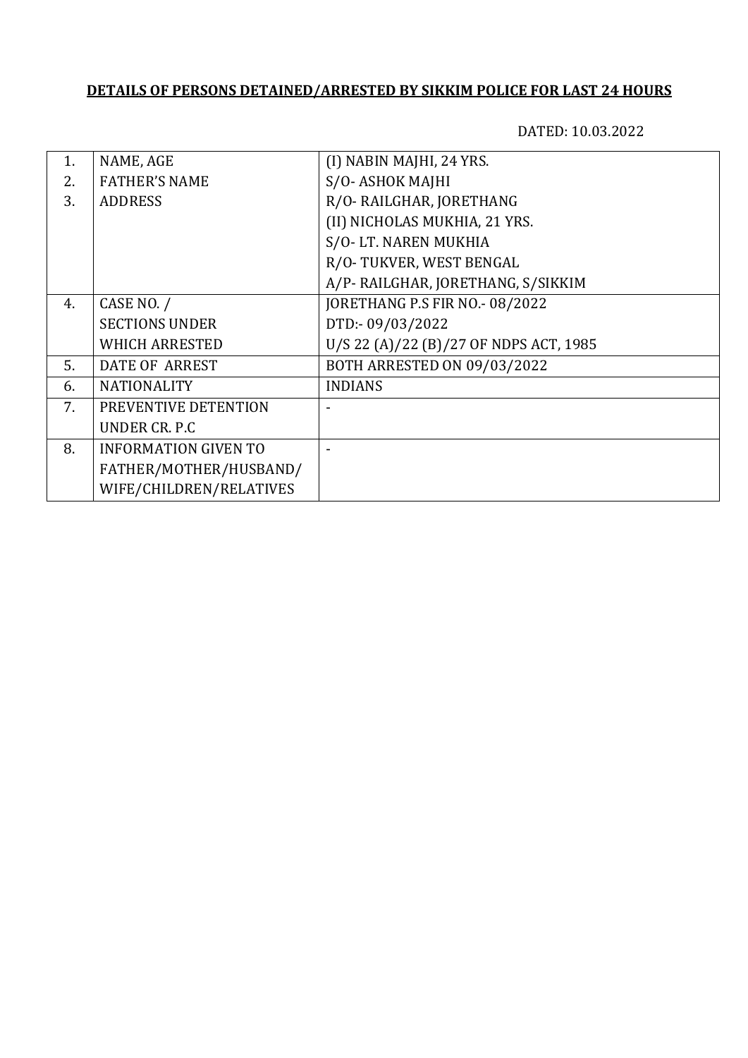**DETAILS OF PERSONS DETAINED/ARRESTED BY SIKKIM POLICE FOR LAST 24 HOURS**

DATED: 10.03.2022

| | | |
|---|---|---|
| 1.<br>2.<br>3. | NAME, AGE<br>FATHER'S NAME<br>ADDRESS | (I) NABIN MAJHI, 24 YRS.<br>S/O- ASHOK MAJHI<br>R/O- RAILGHAR, JORETHANG<br>(II) NICHOLAS MUKHIA, 21 YRS.<br>S/O- LT. NAREN MUKHIA<br>R/O- TUKVER, WEST BENGAL<br>A/P- RAILGHAR, JORETHANG, S/SIKKIM |
| 4. | CASE NO. /<br>SECTIONS UNDER<br>WHICH ARRESTED | JORETHANG P.S FIR NO.- 08/2022<br>DTD:- 09/03/2022<br>U/S 22 (A)/22 (B)/27 OF NDPS ACT, 1985 |
| 5. | DATE OF ARREST | BOTH ARRESTED ON 09/03/2022 |
| 6. | NATIONALITY | INDIANS |
| 7. | PREVENTIVE DETENTION<br>UNDER CR. P.C | - |
| 8. | INFORMATION GIVEN TO<br>FATHER/MOTHER/HUSBAND/<br>WIFE/CHILDREN/RELATIVES | - |